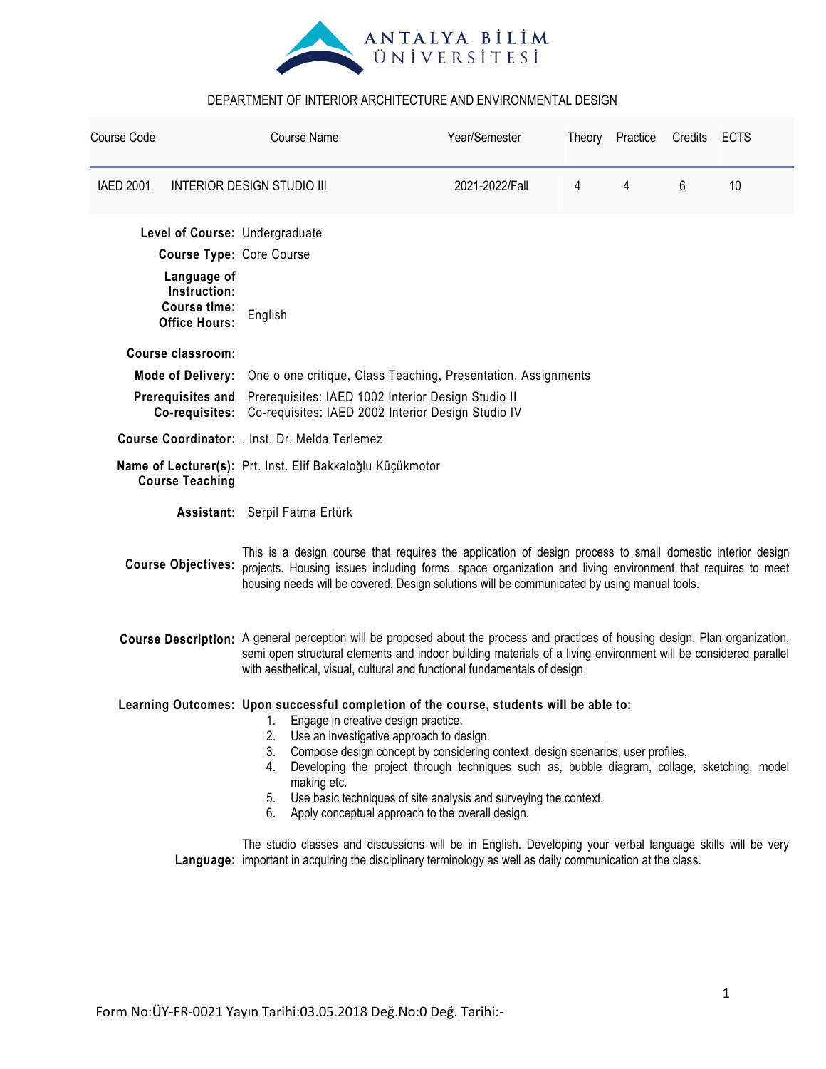ANTALYA BİLİM ÜNİVERSİTESİ

DEPARTMENT OF INTERIOR ARCHITECTURE AND ENVIRONMENTAL DESIGN

| Course Code | Course Name | Year/Semester | Theory | Practice | Credits | ECTS |
|---|---|---|---|---|---|---|
| IAED 2001 | INTERIOR DESIGN STUDIO III | 2021-2022/Fall | 4 | 4 | 6 | 10 |

**Level of Course:** Undergraduate

**Course Type:** Core Course

**Language of Instruction:** English

**Course time:**

**Office Hours:**

**Course classroom:**

**Mode of Delivery:** One o one critique, Class Teaching, Presentation, Assignments

**Prerequisites and Co-requisites:** Prerequisites: IAED 1002 Interior Design Studio II
Co-requisites: IAED 2002 Interior Design Studio IV

**Course Coordinator:** . Inst. Dr. Melda Terlemez

**Name of Lecturer(s):** Prt. Inst. Elif Bakkaloğlu Küçükmotor

**Course Teaching Assistant:** Serpil Fatma Ertürk

**Course Objectives:** This is a design course that requires the application of design process to small domestic interior design projects. Housing issues including forms, space organization and living environment that requires to meet housing needs will be covered. Design solutions will be communicated by using manual tools.

**Course Description:** A general perception will be proposed about the process and practices of housing design. Plan organization, semi open structural elements and indoor building materials of a living environment will be considered parallel with aesthetical, visual, cultural and functional fundamentals of design.

**Learning Outcomes: Upon successful completion of the course, students will be able to:**

1. Engage in creative design practice.
2. Use an investigative approach to design.
3. Compose design concept by considering context, design scenarios, user profiles,
4. Developing the project through techniques such as, bubble diagram, collage, sketching, model making etc.
5. Use basic techniques of site analysis and surveying the context.
6. Apply conceptual approach to the overall design.

**Language:** The studio classes and discussions will be in English. Developing your verbal language skills will be very important in acquiring the disciplinary terminology as well as daily communication at the class.

Form No:ÜY-FR-0021 Yayın Tarihi:03.05.2018 Değ.No:0 Değ. Tarihi:-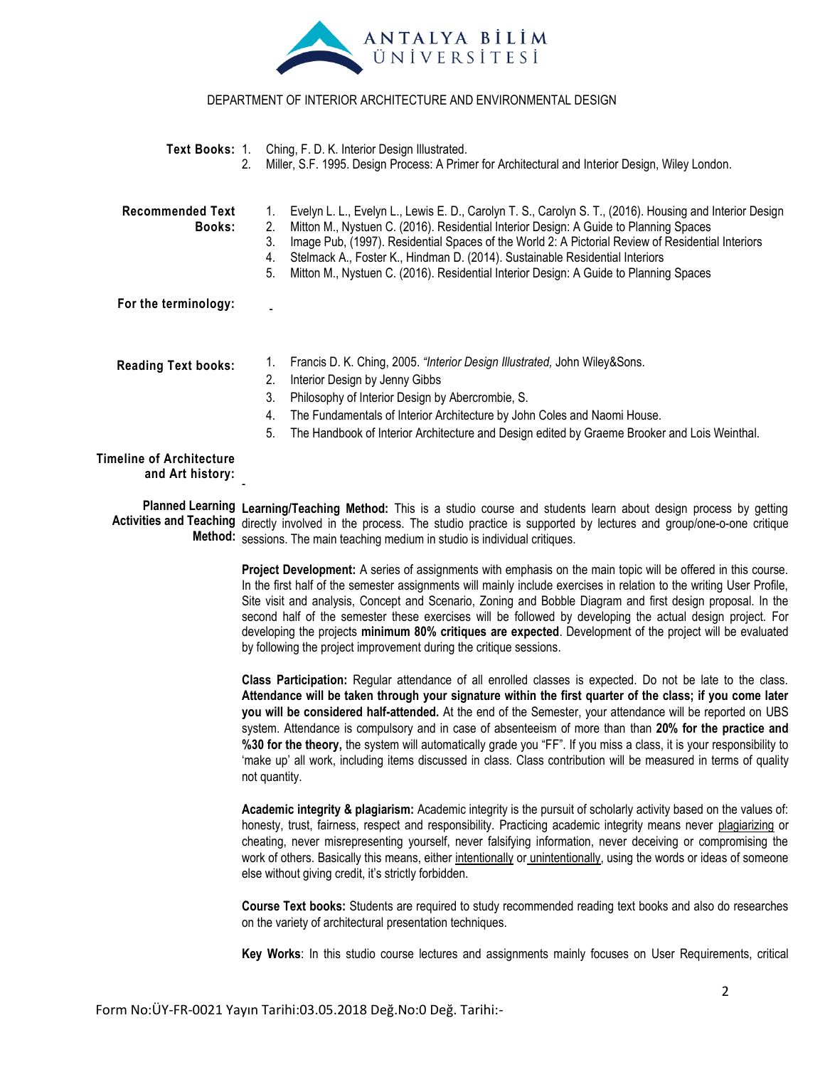DEPARTMENT OF INTERIOR ARCHITECTURE AND ENVIRONMENTAL DESIGN

**Text Books:**

1. Ching, F. D. K. Interior Design Illustrated.
2. Miller, S.F. 1995. Design Process: A Primer for Architectural and Interior Design, Wiley London.

**Recommended Text Books:**

1. Evelyn L. L., Evelyn L., Lewis E. D., Carolyn T. S., Carolyn S. T., (2016). Housing and Interior Design
2. Mitton M., Nystuen C. (2016). Residential Interior Design: A Guide to Planning Spaces
3. Image Pub, (1997). Residential Spaces of the World 2: A Pictorial Review of Residential Interiors
4. Stelmack A., Foster K., Hindman D. (2014). Sustainable Residential Interiors
5. Mitton M., Nystuen C. (2016). Residential Interior Design: A Guide to Planning Spaces

**For the terminology:** -

**Reading Text books:**

1. Francis D. K. Ching, 2005. *"Interior Design Illustrated,* John Wiley&Sons.
2. Interior Design by Jenny Gibbs
3. Philosophy of Interior Design by Abercrombie, S.
4. The Fundamentals of Interior Architecture by John Coles and Naomi House.
5. The Handbook of Interior Architecture and Design edited by Graeme Brooker and Lois Weinthal.

**Timeline of Architecture and Art history:** -

**Planned Learning Activities and Teaching Method:**

**Learning/Teaching Method:** This is a studio course and students learn about design process by getting directly involved in the process. The studio practice is supported by lectures and group/one-o-one critique sessions. The main teaching medium in studio is individual critiques.

**Project Development:** A series of assignments with emphasis on the main topic will be offered in this course. In the first half of the semester assignments will mainly include exercises in relation to the writing User Profile, Site visit and analysis, Concept and Scenario, Zoning and Bobble Diagram and first design proposal. In the second half of the semester these exercises will be followed by developing the actual design project. For developing the projects **minimum 80% critiques are expected**. Development of the project will be evaluated by following the project improvement during the critique sessions.

**Class Participation:** Regular attendance of all enrolled classes is expected. Do not be late to the class. **Attendance will be taken through your signature within the first quarter of the class; if you come later you will be considered half-attended.** At the end of the Semester, your attendance will be reported on UBS system. Attendance is compulsory and in case of absenteeism of more than than **20% for the practice and %30 for the theory,** the system will automatically grade you "FF". If you miss a class, it is your responsibility to 'make up' all work, including items discussed in class. Class contribution will be measured in terms of quality not quantity.

**Academic integrity & plagiarism:** Academic integrity is the pursuit of scholarly activity based on the values of: honesty, trust, fairness, respect and responsibility. Practicing academic integrity means never plagiarizing or cheating, never misrepresenting yourself, never falsifying information, never deceiving or compromising the work of others. Basically this means, either intentionally or unintentionally, using the words or ideas of someone else without giving credit, it's strictly forbidden.

**Course Text books:** Students are required to study recommended reading text books and also do researches on the variety of architectural presentation techniques.

**Key Works**: In this studio course lectures and assignments mainly focuses on User Requirements, critical

Form No:ÜY-FR-0021 Yayın Tarihi:03.05.2018 Değ.No:0 Değ. Tarihi:-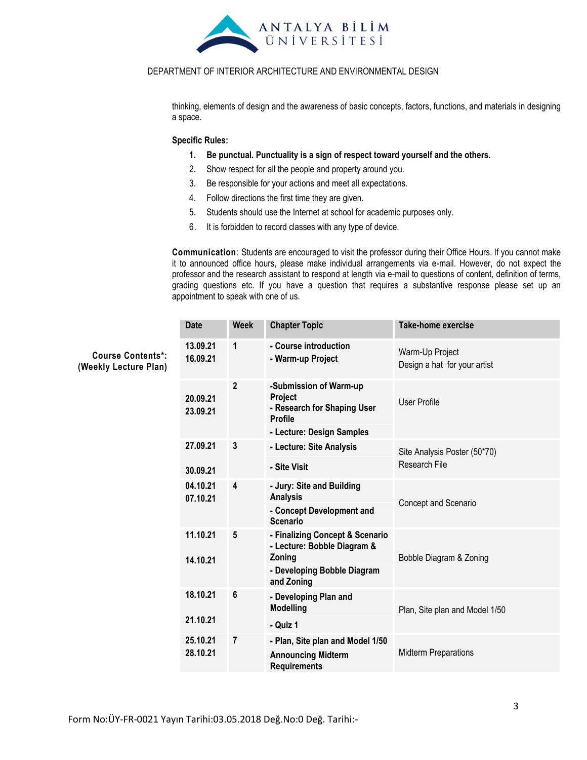thinking, elements of design and the awareness of basic concepts, factors, functions, and materials in designing a space.

**Specific Rules:**

1. **Be punctual. Punctuality is a sign of respect toward yourself and the others.**
2. Show respect for all the people and property around you.
3. Be responsible for your actions and meet all expectations.
4. Follow directions the first time they are given.
5. Students should use the Internet at school for academic purposes only.
6. It is forbidden to record classes with any type of device.

**Communication**: Students are encouraged to visit the professor during their Office Hours. If you cannot make it to announced office hours, please make individual arrangements via e-mail. However, do not expect the professor and the research assistant to respond at length via e-mail to questions of content, definition of terms, grading questions etc. If you have a question that requires a substantive response please set up an appointment to speak with one of us.

**Course Contents*: (Weekly Lecture Plan)**

| Date | Week | Chapter Topic | Take-home exercise |
|---|---|---|---|
| **13.09.21**<br>**16.09.21** | **1** | **- Course introduction**<br>**- Warm-up Project** | Warm-Up Project<br>Design a hat for your artist |
| **20.09.21**<br>**23.09.21** | **2** | **-Submission of Warm-up Project**<br>**- Research for Shaping User Profile**<br>**- Lecture: Design Samples** | User Profile |
| **27.09.21**<br>**30.09.21** | **3** | **- Lecture: Site Analysis**<br>**- Site Visit** | Site Analysis Poster (50*70)<br>Research File |
| **04.10.21**<br>**07.10.21** | **4** | **- Jury: Site and Building Analysis**<br>**- Concept Development and Scenario** | Concept and Scenario |
| **11.10.21**<br>**14.10.21** | **5** | **- Finalizing Concept & Scenario**<br>**- Lecture: Bobble Diagram & Zoning**<br>**- Developing Bobble Diagram and Zoning** | Bobble Diagram & Zoning |
| **18.10.21**<br>**21.10.21** | **6** | **- Developing Plan and Modelling**<br>**- Quiz 1** | Plan, Site plan and Model 1/50 |
| **25.10.21**<br>**28.10.21** | **7** | **- Plan, Site plan and Model 1/50**<br>**Announcing Midterm Requirements** | Midterm Preparations |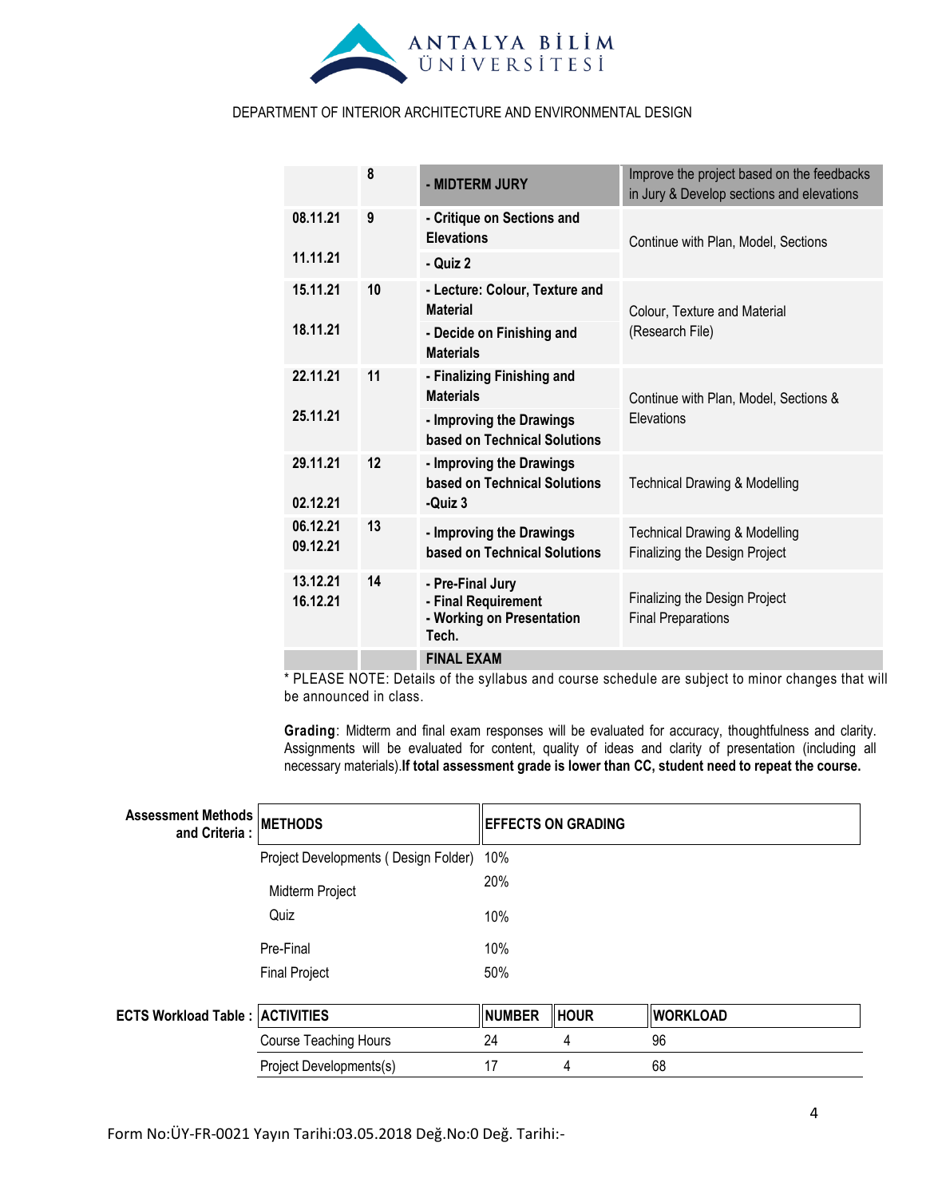DEPARTMENT OF INTERIOR ARCHITECTURE AND ENVIRONMENTAL DESIGN

| | | | |
|---|---|---|---|
| | 8 | **- MIDTERM JURY** | Improve the project based on the feedbacks in Jury & Develop sections and elevations |
| 08.11.21<br>11.11.21 | 9 | **- Critique on Sections and Elevations**<br>**- Quiz 2** | Continue with Plan, Model, Sections |
| 15.11.21<br>18.11.21 | 10 | **- Lecture: Colour, Texture and Material**<br>**- Decide on Finishing and Materials** | Colour, Texture and Material (Research File) |
| 22.11.21<br>25.11.21 | 11 | **- Finalizing Finishing and Materials**<br>**- Improving the Drawings based on Technical Solutions** | Continue with Plan, Model, Sections & Elevations |
| 29.11.21<br>02.12.21 | 12 | **- Improving the Drawings based on Technical Solutions**<br>**-Quiz 3** | Technical Drawing & Modelling |
| 06.12.21<br>09.12.21 | 13 | **- Improving the Drawings based on Technical Solutions** | Technical Drawing & Modelling<br>Finalizing the Design Project |
| 13.12.21<br>16.12.21 | 14 | **- Pre-Final Jury**<br>**- Final Requirement**<br>**- Working on Presentation Tech.** | Finalizing the Design Project<br>Final Preparations |
| | | **FINAL EXAM** | |

* PLEASE NOTE: Details of the syllabus and course schedule are subject to minor changes that will be announced in class.

**Grading**: Midterm and final exam responses will be evaluated for accuracy, thoughtfulness and clarity. Assignments will be evaluated for content, quality of ideas and clarity of presentation (including all necessary materials).**If total assessment grade is lower than CC, student need to repeat the course.**

**Assessment Methods and Criteria :**

| **METHODS** | **EFFECTS ON GRADING** |
|---|---|
| Project Developments ( Design Folder) | 10% |
| Midterm Project | 20% |
| Quiz | 10% |
| Pre-Final | 10% |
| Final Project | 50% |

**ECTS Workload Table :**

| **ACTIVITIES** | **NUMBER** | **HOUR** | **WORKLOAD** |
|---|---|---|---|
| Course Teaching Hours | 24 | 4 | 96 |
| Project Developments(s) | 17 | 4 | 68 |

Form No:ÜY-FR-0021 Yayın Tarihi:03.05.2018 Değ.No:0 Değ. Tarihi:-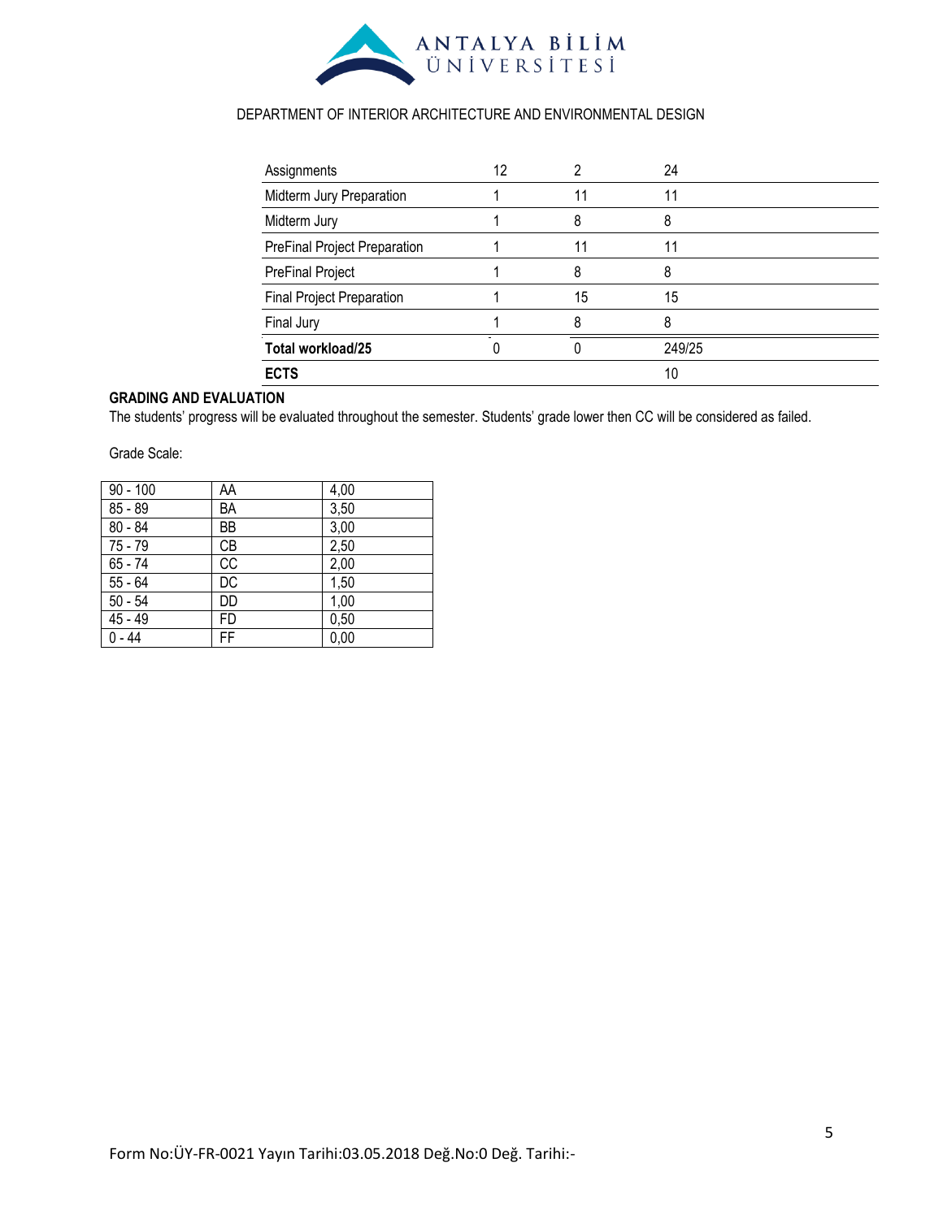| | | | |
|---|---|---|---|
| Assignments | 12 | 2 | 24 |
| Midterm Jury Preparation | 1 | 11 | 11 |
| Midterm Jury | 1 | 8 | 8 |
| PreFinal Project Preparation | 1 | 11 | 11 |
| PreFinal Project | 1 | 8 | 8 |
| Final Project Preparation | 1 | 15 | 15 |
| Final Jury | 1 | 8 | 8 |
| **Total workload/25** | 0 | 0 | 249/25 |
| **ECTS** | | | 10 |

**GRADING AND EVALUATION**

The students' progress will be evaluated throughout the semester. Students' grade lower then CC will be considered as failed.

Grade Scale:

| | | |
|---|---|---|
| 90 - 100 | AA | 4,00 |
| 85 - 89 | BA | 3,50 |
| 80 - 84 | BB | 3,00 |
| 75 - 79 | CB | 2,50 |
| 65 - 74 | CC | 2,00 |
| 55 - 64 | DC | 1,50 |
| 50 - 54 | DD | 1,00 |
| 45 - 49 | FD | 0,50 |
| 0 - 44 | FF | 0,00 |